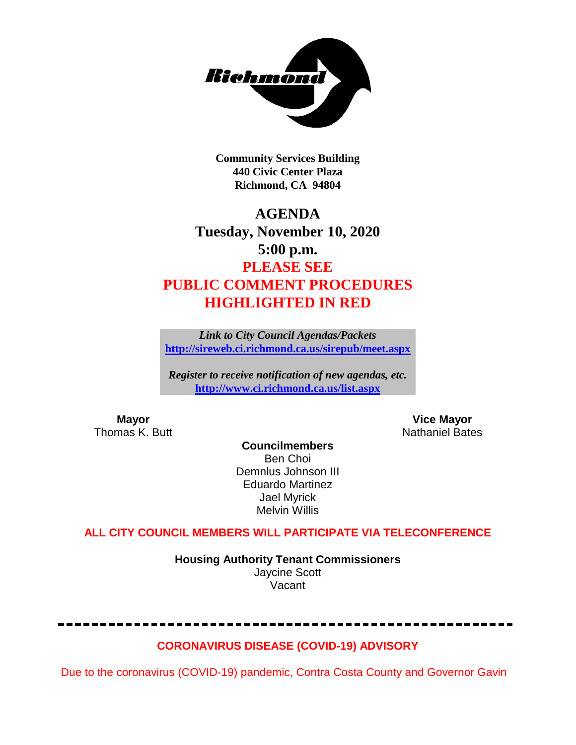**Community Services Building**
**440 Civic Center Plaza**
**Richmond, CA 94804**

# AGENDA

## Tuesday, November 10, 2020

## 5:00 p.m.

## PLEASE SEE PUBLIC COMMENT PROCEDURES HIGHLIGHTED IN RED

***Link to City Council Agendas/Packets***
**[http://sireweb.ci.richmond.ca.us/sirepub/meet.aspx](http://sireweb.ci.richmond.ca.us/sirepub/meet.aspx)**

***Register to receive notification of new agendas, etc.***
**[http://www.ci.richmond.ca.us/list.aspx](http://www.ci.richmond.ca.us/list.aspx)**

**Mayor**
Thomas K. Butt

**Vice Mayor**
Nathaniel Bates

**Councilmembers**
Ben Choi
Demnlus Johnson III
Eduardo Martinez
Jael Myrick
Melvin Willis

**ALL CITY COUNCIL MEMBERS WILL PARTICIPATE VIA TELECONFERENCE**

**Housing Authority Tenant Commissioners**
Jaycine Scott
Vacant

---

**CORONAVIRUS DISEASE (COVID-19) ADVISORY**

Due to the coronavirus (COVID-19) pandemic, Contra Costa County and Governor Gavin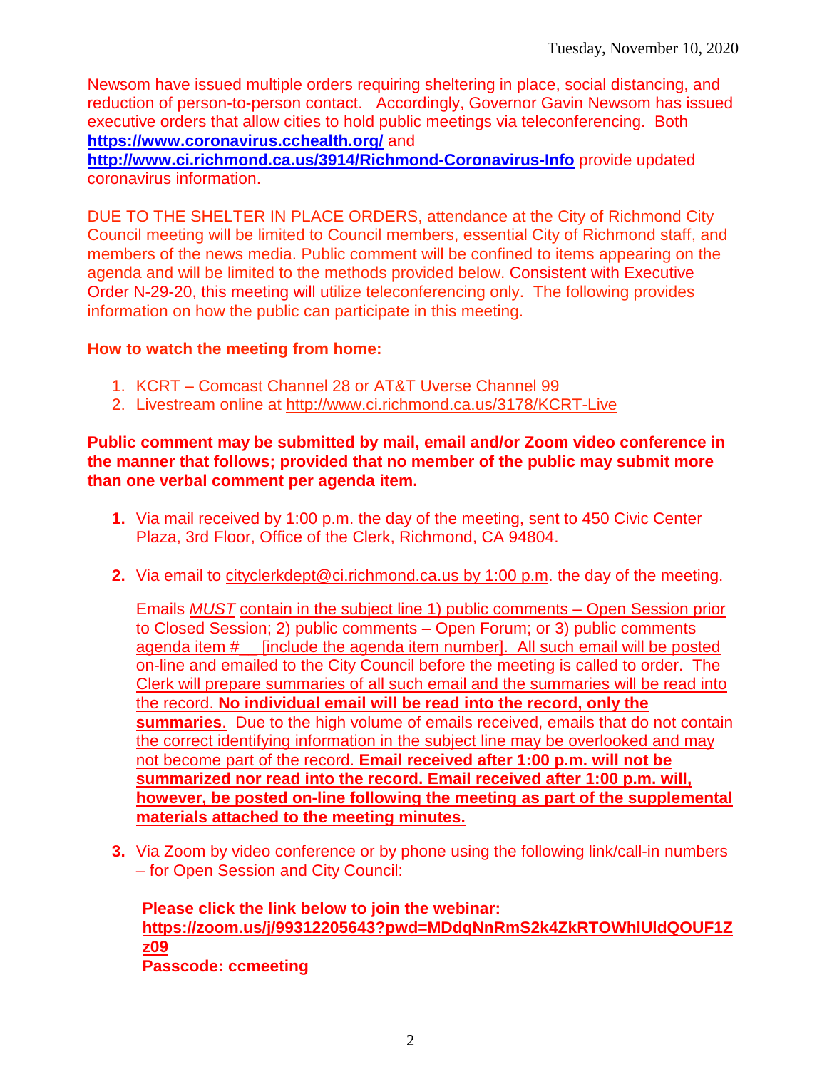Newsom have issued multiple orders requiring sheltering in place, social distancing, and reduction of person-to-person contact. Accordingly, Governor Gavin Newsom has issued executive orders that allow cities to hold public meetings via teleconferencing. Both **https://www.coronavirus.cchealth.org/** and **http://www.ci.richmond.ca.us/3914/Richmond-Coronavirus-Info** provide updated coronavirus information.

DUE TO THE SHELTER IN PLACE ORDERS, attendance at the City of Richmond City Council meeting will be limited to Council members, essential City of Richmond staff, and members of the news media. Public comment will be confined to items appearing on the agenda and will be limited to the methods provided below. Consistent with Executive Order N-29-20, this meeting will utilize teleconferencing only. The following provides information on how the public can participate in this meeting.

**How to watch the meeting from home:**

1. KCRT – Comcast Channel 28 or AT&T Uverse Channel 99
2. Livestream online at http://www.ci.richmond.ca.us/3178/KCRT-Live

**Public comment may be submitted by mail, email and/or Zoom video conference in the manner that follows; provided that no member of the public may submit more than one verbal comment per agenda item.**

1. Via mail received by 1:00 p.m. the day of the meeting, sent to 450 Civic Center Plaza, 3rd Floor, Office of the Clerk, Richmond, CA 94804.

2. Via email to cityclerkdept@ci.richmond.ca.us by 1:00 p.m. the day of the meeting.

   Emails *MUST* contain in the subject line 1) public comments – Open Session prior to Closed Session; 2) public comments – Open Forum; or 3) public comments agenda item # __ [include the agenda item number]. All such email will be posted on-line and emailed to the City Council before the meeting is called to order. The Clerk will prepare summaries of all such email and the summaries will be read into the record. **No individual email will be read into the record, only the summaries**. Due to the high volume of emails received, emails that do not contain the correct identifying information in the subject line may be overlooked and may not become part of the record. **Email received after 1:00 p.m. will not be summarized nor read into the record. Email received after 1:00 p.m. will, however, be posted on-line following the meeting as part of the supplemental materials attached to the meeting minutes.**

3. Via Zoom by video conference or by phone using the following link/call-in numbers – for Open Session and City Council:

   **Please click the link below to join the webinar:**
   **https://zoom.us/j/99312205643?pwd=MDdqNnRmS2k4ZkRTOWhlUldQOUF1Zz09**
   **Passcode: ccmeeting**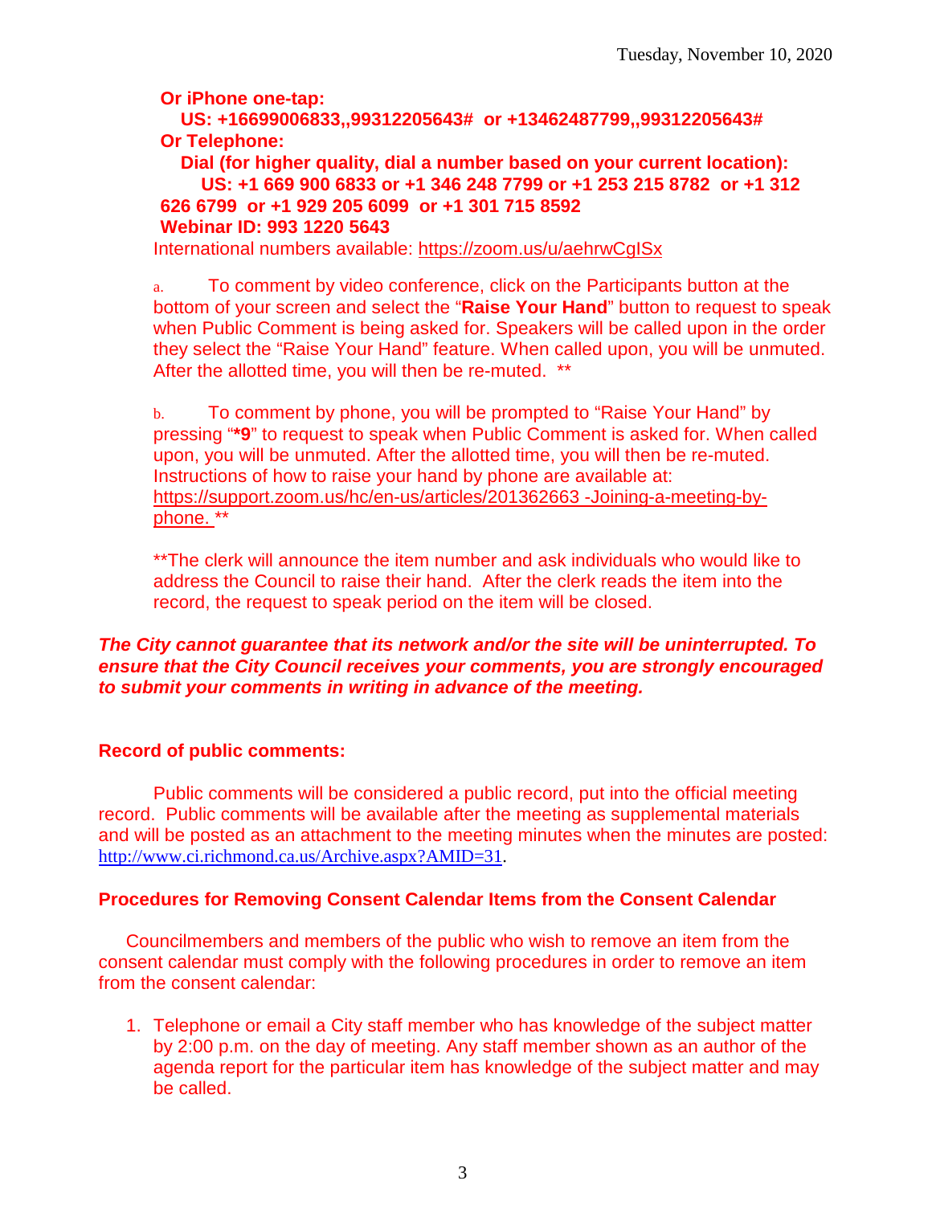**Or iPhone one-tap:**

**US: +16699006833,,99312205643# or +13462487799,,99312205643#**

**Or Telephone:**

**Dial (for higher quality, dial a number based on your current location):**

**US: +1 669 900 6833 or +1 346 248 7799 or +1 253 215 8782 or +1 312 626 6799 or +1 929 205 6099 or +1 301 715 8592**

**Webinar ID: 993 1220 5643**

International numbers available: https://zoom.us/u/aehrwCgISx

a. To comment by video conference, click on the Participants button at the bottom of your screen and select the "**Raise Your Hand**" button to request to speak when Public Comment is being asked for. Speakers will be called upon in the order they select the "Raise Your Hand" feature. When called upon, you will be unmuted. After the allotted time, you will then be re-muted. **

b. To comment by phone, you will be prompted to "Raise Your Hand" by pressing "***9**" to request to speak when Public Comment is asked for. When called upon, you will be unmuted. After the allotted time, you will then be re-muted. Instructions of how to raise your hand by phone are available at: https://support.zoom.us/hc/en-us/articles/201362663 -Joining-a-meeting-by-phone. **

**The clerk will announce the item number and ask individuals who would like to address the Council to raise their hand. After the clerk reads the item into the record, the request to speak period on the item will be closed.

***The City cannot guarantee that its network and/or the site will be uninterrupted. To ensure that the City Council receives your comments, you are strongly encouraged to submit your comments in writing in advance of the meeting.***

**Record of public comments:**

Public comments will be considered a public record, put into the official meeting record. Public comments will be available after the meeting as supplemental materials and will be posted as an attachment to the meeting minutes when the minutes are posted: http://www.ci.richmond.ca.us/Archive.aspx?AMID=31.

**Procedures for Removing Consent Calendar Items from the Consent Calendar**

Councilmembers and members of the public who wish to remove an item from the consent calendar must comply with the following procedures in order to remove an item from the consent calendar:

1. Telephone or email a City staff member who has knowledge of the subject matter by 2:00 p.m. on the day of meeting. Any staff member shown as an author of the agenda report for the particular item has knowledge of the subject matter and may be called.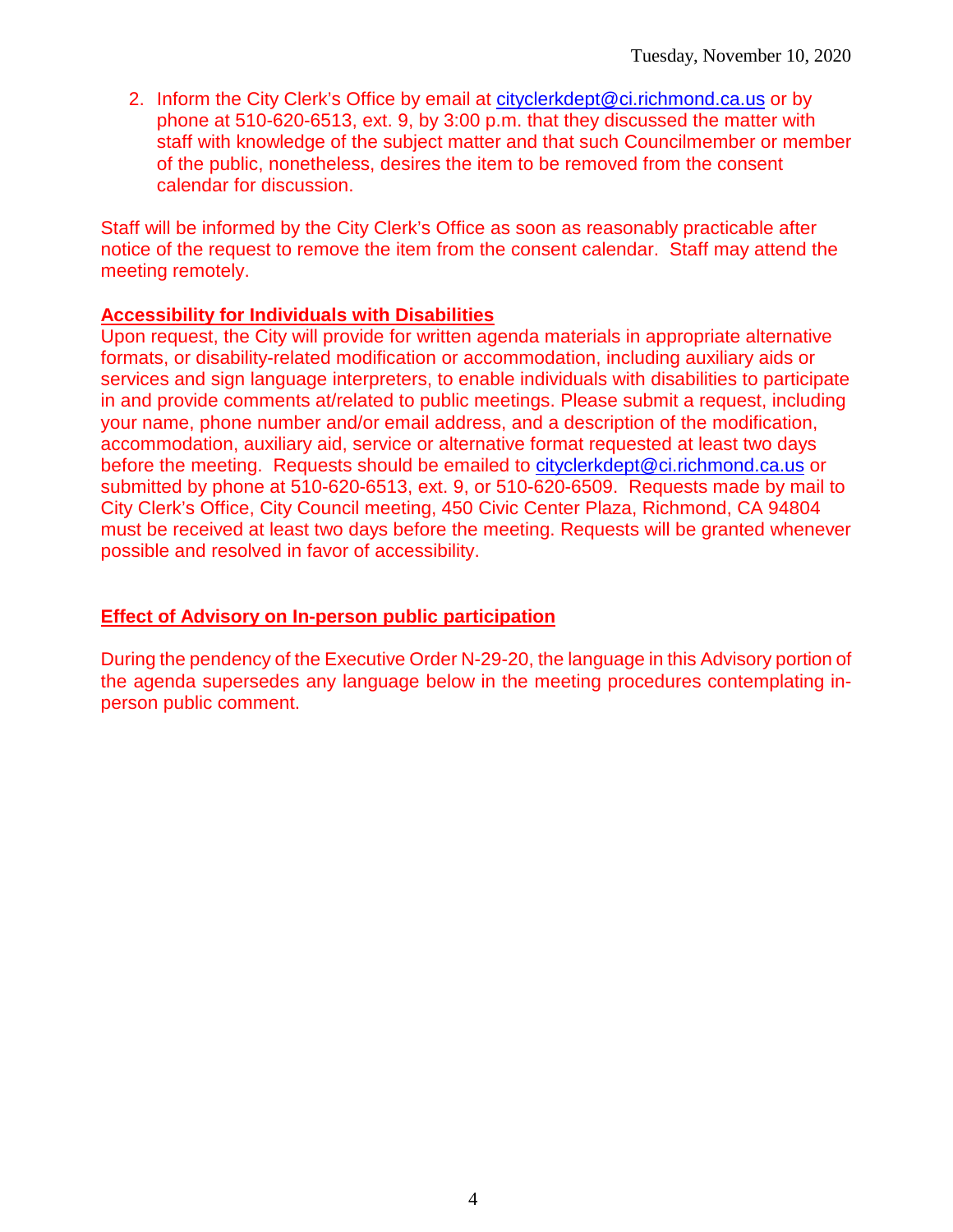2. Inform the City Clerk's Office by email at cityclerkdept@ci.richmond.ca.us or by phone at 510-620-6513, ext. 9, by 3:00 p.m. that they discussed the matter with staff with knowledge of the subject matter and that such Councilmember or member of the public, nonetheless, desires the item to be removed from the consent calendar for discussion.

Staff will be informed by the City Clerk's Office as soon as reasonably practicable after notice of the request to remove the item from the consent calendar. Staff may attend the meeting remotely.

**Accessibility for Individuals with Disabilities**

Upon request, the City will provide for written agenda materials in appropriate alternative formats, or disability-related modification or accommodation, including auxiliary aids or services and sign language interpreters, to enable individuals with disabilities to participate in and provide comments at/related to public meetings. Please submit a request, including your name, phone number and/or email address, and a description of the modification, accommodation, auxiliary aid, service or alternative format requested at least two days before the meeting. Requests should be emailed to cityclerkdept@ci.richmond.ca.us or submitted by phone at 510-620-6513, ext. 9, or 510-620-6509. Requests made by mail to City Clerk's Office, City Council meeting, 450 Civic Center Plaza, Richmond, CA 94804 must be received at least two days before the meeting. Requests will be granted whenever possible and resolved in favor of accessibility.

**Effect of Advisory on In-person public participation**

During the pendency of the Executive Order N-29-20, the language in this Advisory portion of the agenda supersedes any language below in the meeting procedures contemplating in-person public comment.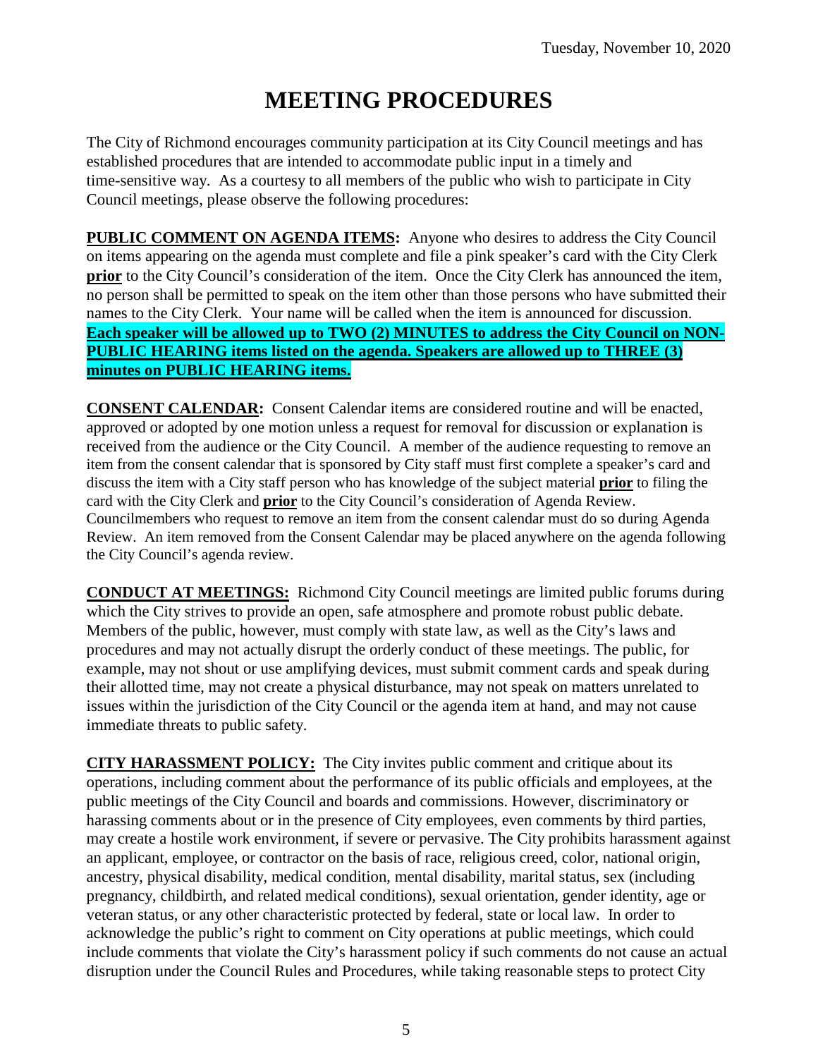Tuesday, November 10, 2020

# MEETING PROCEDURES

The City of Richmond encourages community participation at its City Council meetings and has established procedures that are intended to accommodate public input in a timely and time-sensitive way. As a courtesy to all members of the public who wish to participate in City Council meetings, please observe the following procedures:

**PUBLIC COMMENT ON AGENDA ITEMS:** Anyone who desires to address the City Council on items appearing on the agenda must complete and file a pink speaker's card with the City Clerk **prior** to the City Council's consideration of the item. Once the City Clerk has announced the item, no person shall be permitted to speak on the item other than those persons who have submitted their names to the City Clerk. Your name will be called when the item is announced for discussion. **Each speaker will be allowed up to TWO (2) MINUTES to address the City Council on NON-PUBLIC HEARING items listed on the agenda. Speakers are allowed up to THREE (3) minutes on PUBLIC HEARING items.**

**CONSENT CALENDAR:** Consent Calendar items are considered routine and will be enacted, approved or adopted by one motion unless a request for removal for discussion or explanation is received from the audience or the City Council. A member of the audience requesting to remove an item from the consent calendar that is sponsored by City staff must first complete a speaker's card and discuss the item with a City staff person who has knowledge of the subject material **prior** to filing the card with the City Clerk and **prior** to the City Council's consideration of Agenda Review. Councilmembers who request to remove an item from the consent calendar must do so during Agenda Review. An item removed from the Consent Calendar may be placed anywhere on the agenda following the City Council's agenda review.

**CONDUCT AT MEETINGS:** Richmond City Council meetings are limited public forums during which the City strives to provide an open, safe atmosphere and promote robust public debate. Members of the public, however, must comply with state law, as well as the City's laws and procedures and may not actually disrupt the orderly conduct of these meetings. The public, for example, may not shout or use amplifying devices, must submit comment cards and speak during their allotted time, may not create a physical disturbance, may not speak on matters unrelated to issues within the jurisdiction of the City Council or the agenda item at hand, and may not cause immediate threats to public safety.

**CITY HARASSMENT POLICY:** The City invites public comment and critique about its operations, including comment about the performance of its public officials and employees, at the public meetings of the City Council and boards and commissions. However, discriminatory or harassing comments about or in the presence of City employees, even comments by third parties, may create a hostile work environment, if severe or pervasive. The City prohibits harassment against an applicant, employee, or contractor on the basis of race, religious creed, color, national origin, ancestry, physical disability, medical condition, mental disability, marital status, sex (including pregnancy, childbirth, and related medical conditions), sexual orientation, gender identity, age or veteran status, or any other characteristic protected by federal, state or local law. In order to acknowledge the public's right to comment on City operations at public meetings, which could include comments that violate the City's harassment policy if such comments do not cause an actual disruption under the Council Rules and Procedures, while taking reasonable steps to protect City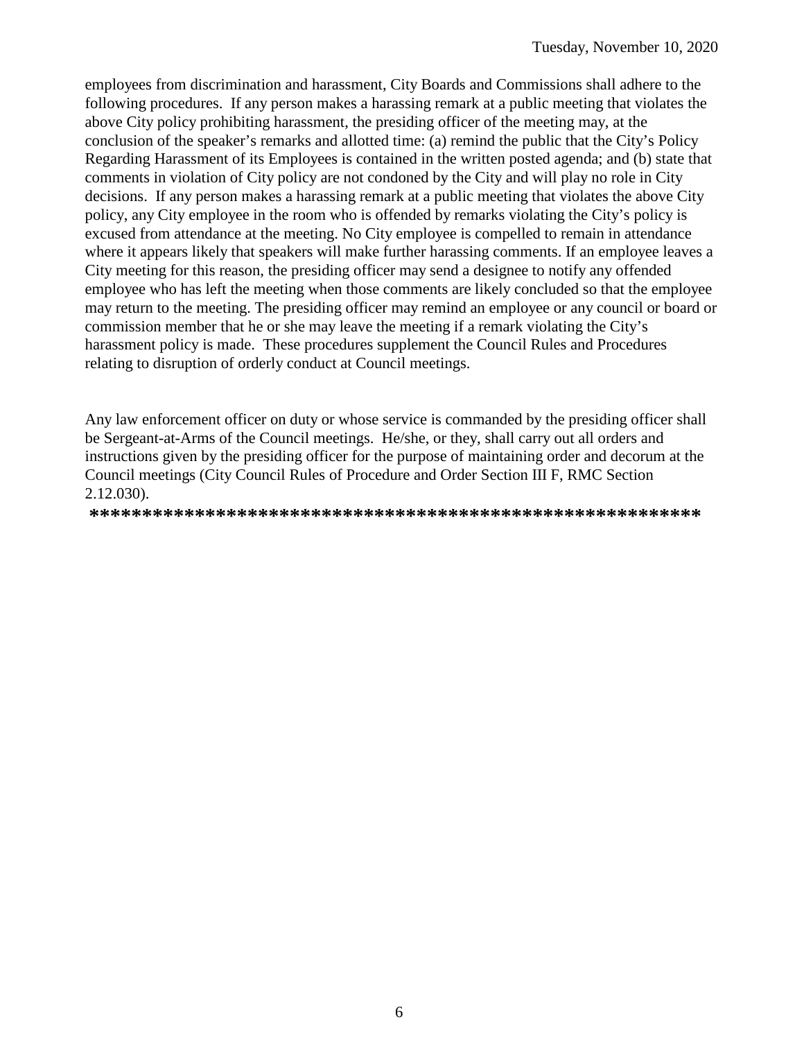employees from discrimination and harassment, City Boards and Commissions shall adhere to the following procedures. If any person makes a harassing remark at a public meeting that violates the above City policy prohibiting harassment, the presiding officer of the meeting may, at the conclusion of the speaker's remarks and allotted time: (a) remind the public that the City's Policy Regarding Harassment of its Employees is contained in the written posted agenda; and (b) state that comments in violation of City policy are not condoned by the City and will play no role in City decisions. If any person makes a harassing remark at a public meeting that violates the above City policy, any City employee in the room who is offended by remarks violating the City's policy is excused from attendance at the meeting. No City employee is compelled to remain in attendance where it appears likely that speakers will make further harassing comments. If an employee leaves a City meeting for this reason, the presiding officer may send a designee to notify any offended employee who has left the meeting when those comments are likely concluded so that the employee may return to the meeting. The presiding officer may remind an employee or any council or board or commission member that he or she may leave the meeting if a remark violating the City's harassment policy is made. These procedures supplement the Council Rules and Procedures relating to disruption of orderly conduct at Council meetings.

Any law enforcement officer on duty or whose service is commanded by the presiding officer shall be Sergeant-at-Arms of the Council meetings. He/she, or they, shall carry out all orders and instructions given by the presiding officer for the purpose of maintaining order and decorum at the Council meetings (City Council Rules of Procedure and Order Section III F, RMC Section 2.12.030).

**************************************************************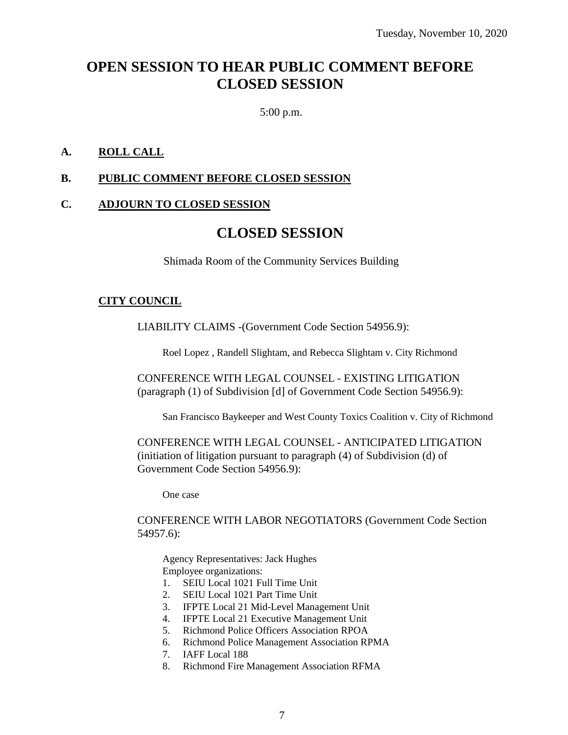# OPEN SESSION TO HEAR PUBLIC COMMENT BEFORE CLOSED SESSION

5:00 p.m.

**A. ROLL CALL**

**B. PUBLIC COMMENT BEFORE CLOSED SESSION**

**C. ADJOURN TO CLOSED SESSION**

# CLOSED SESSION

Shimada Room of the Community Services Building

**CITY COUNCIL**

LIABILITY CLAIMS -(Government Code Section 54956.9):

Roel Lopez , Randell Slightam, and Rebecca Slightam v. City Richmond

CONFERENCE WITH LEGAL COUNSEL - EXISTING LITIGATION (paragraph (1) of Subdivision [d] of Government Code Section 54956.9):

San Francisco Baykeeper and West County Toxics Coalition v. City of Richmond

CONFERENCE WITH LEGAL COUNSEL - ANTICIPATED LITIGATION (initiation of litigation pursuant to paragraph (4) of Subdivision (d) of Government Code Section 54956.9):

One case

CONFERENCE WITH LABOR NEGOTIATORS (Government Code Section 54957.6):

Agency Representatives: Jack Hughes
Employee organizations:

1. SEIU Local 1021 Full Time Unit
2. SEIU Local 1021 Part Time Unit
3. IFPTE Local 21 Mid-Level Management Unit
4. IFPTE Local 21 Executive Management Unit
5. Richmond Police Officers Association RPOA
6. Richmond Police Management Association RPMA
7. IAFF Local 188
8. Richmond Fire Management Association RFMA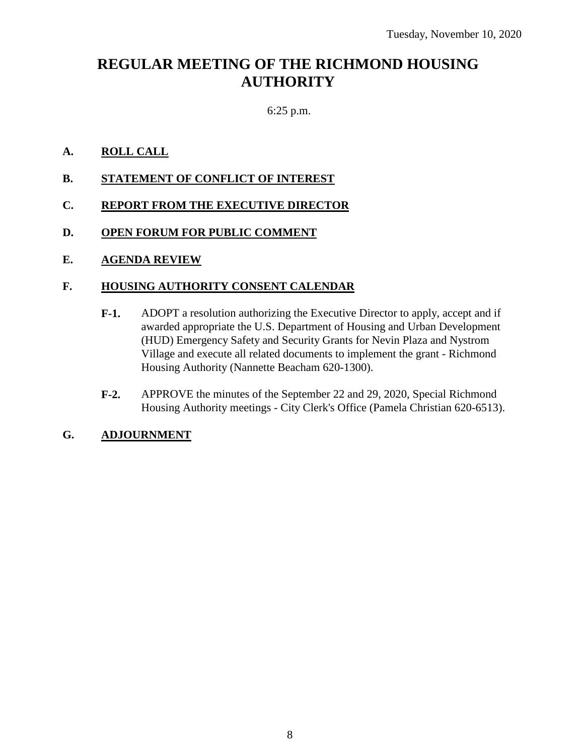Tuesday, November 10, 2020

# REGULAR MEETING OF THE RICHMOND HOUSING AUTHORITY

6:25 p.m.

## A. ROLL CALL

## B. STATEMENT OF CONFLICT OF INTEREST

## C. REPORT FROM THE EXECUTIVE DIRECTOR

## D. OPEN FORUM FOR PUBLIC COMMENT

## E. AGENDA REVIEW

## F. HOUSING AUTHORITY CONSENT CALENDAR

**F-1.** ADOPT a resolution authorizing the Executive Director to apply, accept and if awarded appropriate the U.S. Department of Housing and Urban Development (HUD) Emergency Safety and Security Grants for Nevin Plaza and Nystrom Village and execute all related documents to implement the grant - Richmond Housing Authority (Nannette Beacham 620-1300).

**F-2.** APPROVE the minutes of the September 22 and 29, 2020, Special Richmond Housing Authority meetings - City Clerk's Office (Pamela Christian 620-6513).

## G. ADJOURNMENT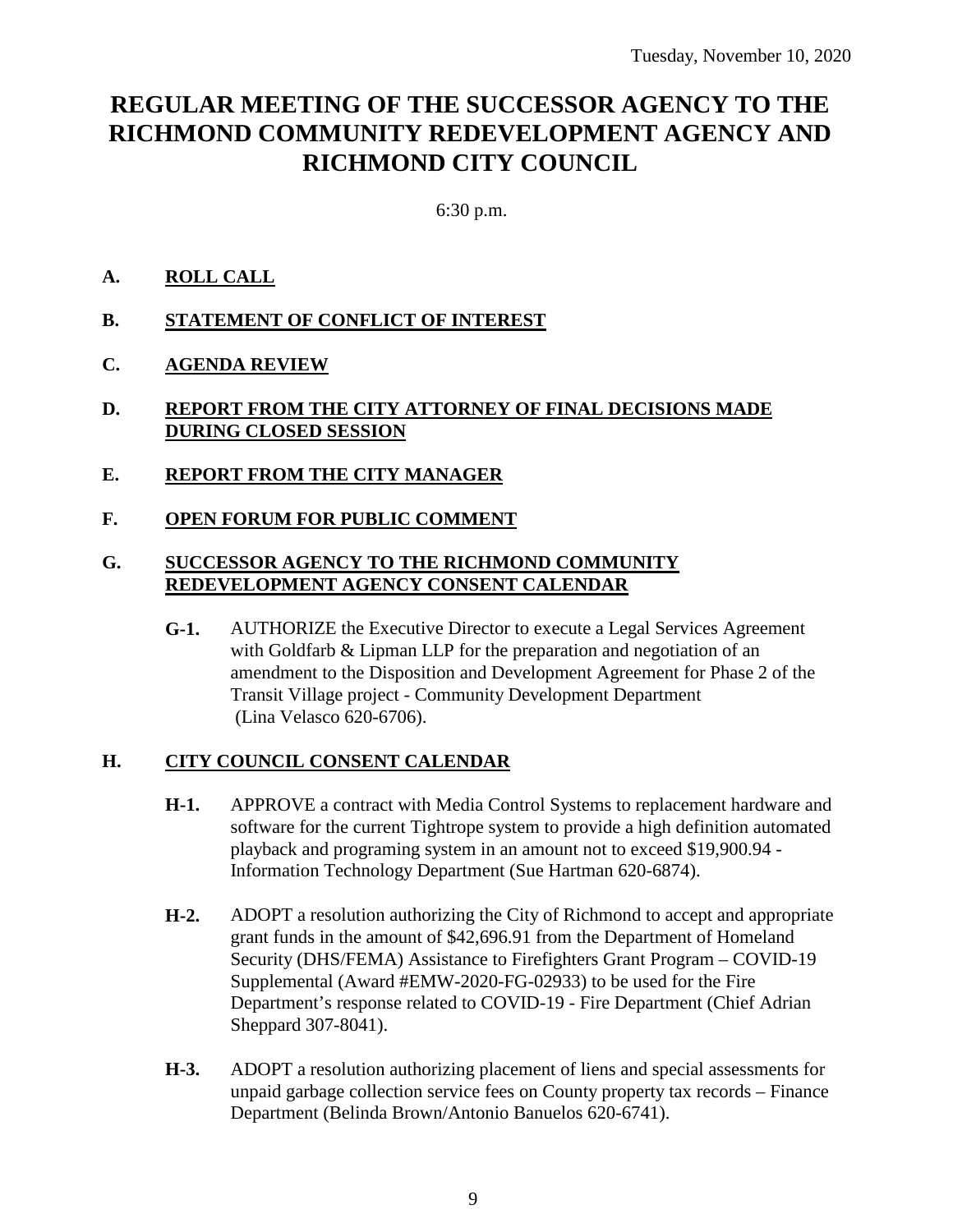Tuesday, November 10, 2020

# REGULAR MEETING OF THE SUCCESSOR AGENCY TO THE RICHMOND COMMUNITY REDEVELOPMENT AGENCY AND RICHMOND CITY COUNCIL

6:30 p.m.

**A.** **ROLL CALL**

**B.** **STATEMENT OF CONFLICT OF INTEREST**

**C.** **AGENDA REVIEW**

**D.** **REPORT FROM THE CITY ATTORNEY OF FINAL DECISIONS MADE DURING CLOSED SESSION**

**E.** **REPORT FROM THE CITY MANAGER**

**F.** **OPEN FORUM FOR PUBLIC COMMENT**

**G.** **SUCCESSOR AGENCY TO THE RICHMOND COMMUNITY REDEVELOPMENT AGENCY CONSENT CALENDAR**

**G-1.** AUTHORIZE the Executive Director to execute a Legal Services Agreement with Goldfarb & Lipman LLP for the preparation and negotiation of an amendment to the Disposition and Development Agreement for Phase 2 of the Transit Village project - Community Development Department (Lina Velasco 620-6706).

**H.** **CITY COUNCIL CONSENT CALENDAR**

**H-1.** APPROVE a contract with Media Control Systems to replacement hardware and software for the current Tightrope system to provide a high definition automated playback and programing system in an amount not to exceed $19,900.94 - Information Technology Department (Sue Hartman 620-6874).

**H-2.** ADOPT a resolution authorizing the City of Richmond to accept and appropriate grant funds in the amount of $42,696.91 from the Department of Homeland Security (DHS/FEMA) Assistance to Firefighters Grant Program – COVID-19 Supplemental (Award #EMW-2020-FG-02933) to be used for the Fire Department's response related to COVID-19 - Fire Department (Chief Adrian Sheppard 307-8041).

**H-3.** ADOPT a resolution authorizing placement of liens and special assessments for unpaid garbage collection service fees on County property tax records – Finance Department (Belinda Brown/Antonio Banuelos 620-6741).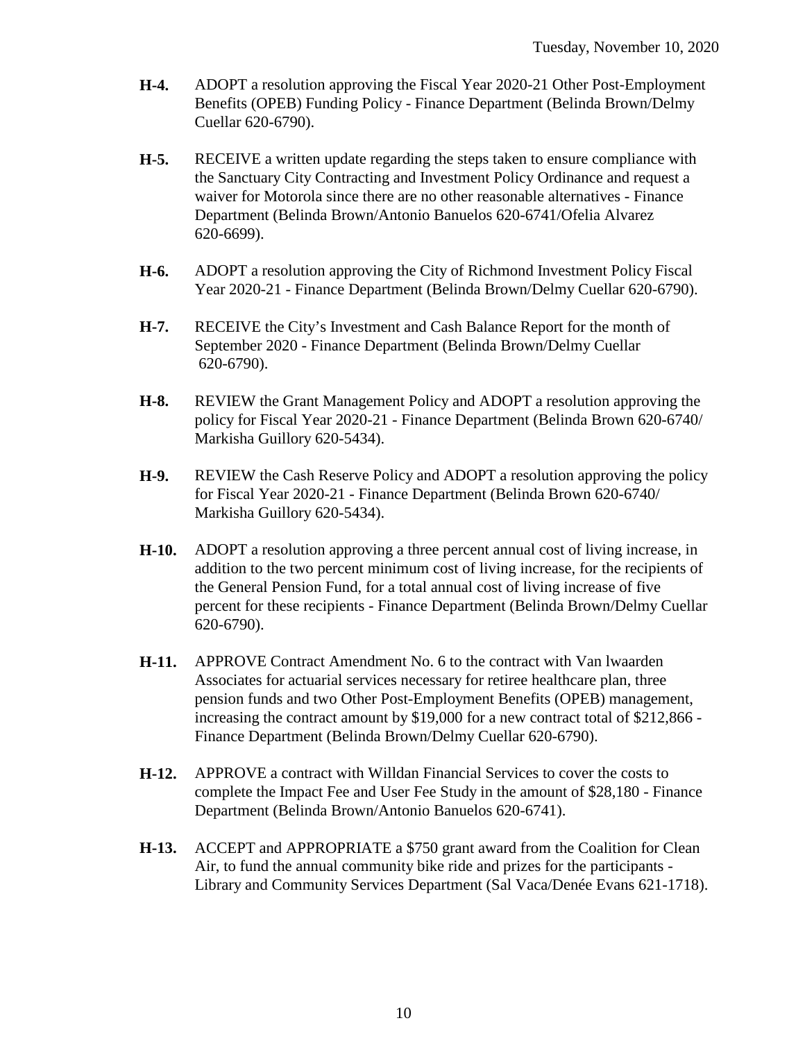**H-4.** ADOPT a resolution approving the Fiscal Year 2020-21 Other Post-Employment Benefits (OPEB) Funding Policy - Finance Department (Belinda Brown/Delmy Cuellar 620-6790).

**H-5.** RECEIVE a written update regarding the steps taken to ensure compliance with the Sanctuary City Contracting and Investment Policy Ordinance and request a waiver for Motorola since there are no other reasonable alternatives - Finance Department (Belinda Brown/Antonio Banuelos 620-6741/Ofelia Alvarez 620-6699).

**H-6.** ADOPT a resolution approving the City of Richmond Investment Policy Fiscal Year 2020-21 - Finance Department (Belinda Brown/Delmy Cuellar 620-6790).

**H-7.** RECEIVE the City's Investment and Cash Balance Report for the month of September 2020 - Finance Department (Belinda Brown/Delmy Cuellar 620-6790).

**H-8.** REVIEW the Grant Management Policy and ADOPT a resolution approving the policy for Fiscal Year 2020-21 - Finance Department (Belinda Brown 620-6740/ Markisha Guillory 620-5434).

**H-9.** REVIEW the Cash Reserve Policy and ADOPT a resolution approving the policy for Fiscal Year 2020-21 - Finance Department (Belinda Brown 620-6740/ Markisha Guillory 620-5434).

**H-10.** ADOPT a resolution approving a three percent annual cost of living increase, in addition to the two percent minimum cost of living increase, for the recipients of the General Pension Fund, for a total annual cost of living increase of five percent for these recipients - Finance Department (Belinda Brown/Delmy Cuellar 620-6790).

**H-11.** APPROVE Contract Amendment No. 6 to the contract with Van lwaarden Associates for actuarial services necessary for retiree healthcare plan, three pension funds and two Other Post-Employment Benefits (OPEB) management, increasing the contract amount by $19,000 for a new contract total of $212,866 - Finance Department (Belinda Brown/Delmy Cuellar 620-6790).

**H-12.** APPROVE a contract with Willdan Financial Services to cover the costs to complete the Impact Fee and User Fee Study in the amount of $28,180 - Finance Department (Belinda Brown/Antonio Banuelos 620-6741).

**H-13.** ACCEPT and APPROPRIATE a $750 grant award from the Coalition for Clean Air, to fund the annual community bike ride and prizes for the participants - Library and Community Services Department (Sal Vaca/Denée Evans 621-1718).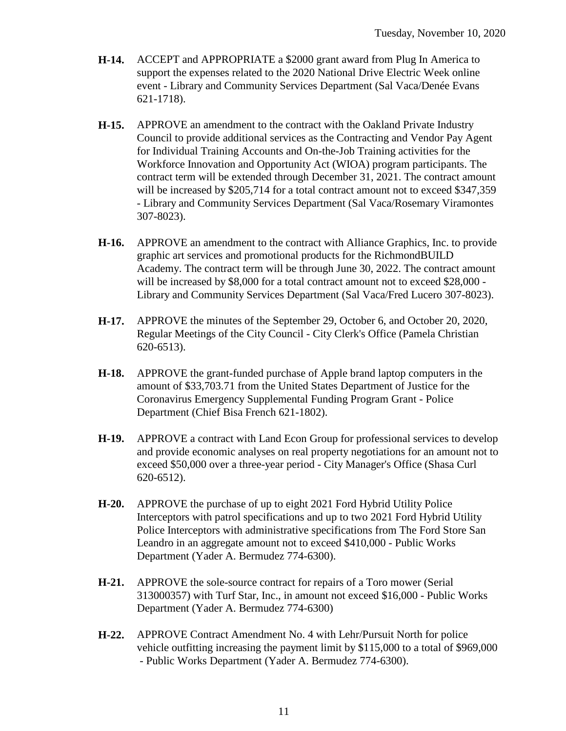**H-14.** ACCEPT and APPROPRIATE a $2000 grant award from Plug In America to support the expenses related to the 2020 National Drive Electric Week online event - Library and Community Services Department (Sal Vaca/Denée Evans 621-1718).

**H-15.** APPROVE an amendment to the contract with the Oakland Private Industry Council to provide additional services as the Contracting and Vendor Pay Agent for Individual Training Accounts and On-the-Job Training activities for the Workforce Innovation and Opportunity Act (WIOA) program participants. The contract term will be extended through December 31, 2021. The contract amount will be increased by $205,714 for a total contract amount not to exceed $347,359 - Library and Community Services Department (Sal Vaca/Rosemary Viramontes 307-8023).

**H-16.** APPROVE an amendment to the contract with Alliance Graphics, Inc. to provide graphic art services and promotional products for the RichmondBUILD Academy. The contract term will be through June 30, 2022. The contract amount will be increased by $8,000 for a total contract amount not to exceed $28,000 - Library and Community Services Department (Sal Vaca/Fred Lucero 307-8023).

**H-17.** APPROVE the minutes of the September 29, October 6, and October 20, 2020, Regular Meetings of the City Council - City Clerk's Office (Pamela Christian 620-6513).

**H-18.** APPROVE the grant-funded purchase of Apple brand laptop computers in the amount of $33,703.71 from the United States Department of Justice for the Coronavirus Emergency Supplemental Funding Program Grant - Police Department (Chief Bisa French 621-1802).

**H-19.** APPROVE a contract with Land Econ Group for professional services to develop and provide economic analyses on real property negotiations for an amount not to exceed $50,000 over a three-year period - City Manager's Office (Shasa Curl 620-6512).

**H-20.** APPROVE the purchase of up to eight 2021 Ford Hybrid Utility Police Interceptors with patrol specifications and up to two 2021 Ford Hybrid Utility Police Interceptors with administrative specifications from The Ford Store San Leandro in an aggregate amount not to exceed $410,000 - Public Works Department (Yader A. Bermudez 774-6300).

**H-21.** APPROVE the sole-source contract for repairs of a Toro mower (Serial 313000357) with Turf Star, Inc., in amount not exceed $16,000 - Public Works Department (Yader A. Bermudez 774-6300)

**H-22.** APPROVE Contract Amendment No. 4 with Lehr/Pursuit North for police vehicle outfitting increasing the payment limit by $115,000 to a total of $969,000 - Public Works Department (Yader A. Bermudez 774-6300).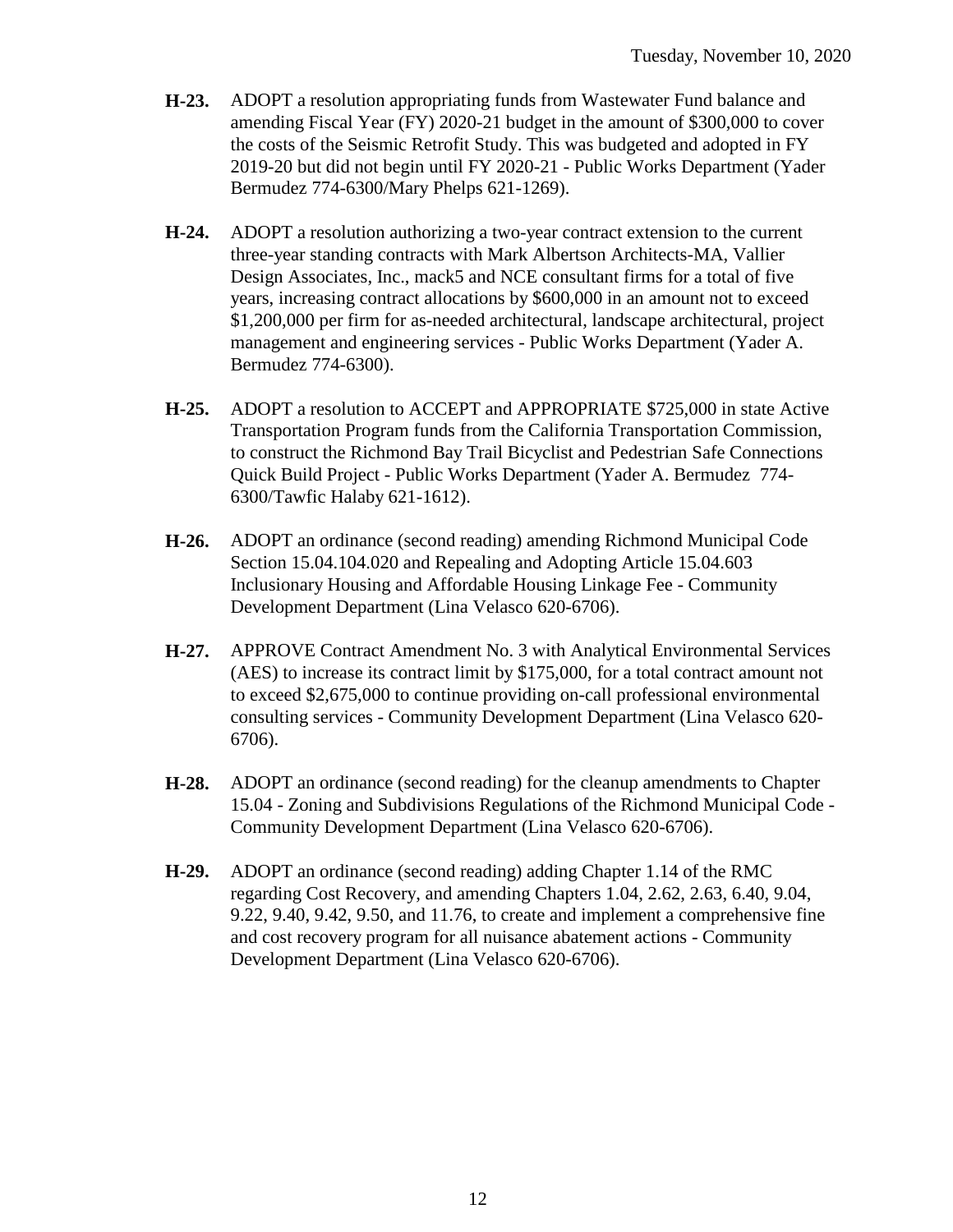**H-23.** ADOPT a resolution appropriating funds from Wastewater Fund balance and amending Fiscal Year (FY) 2020-21 budget in the amount of $300,000 to cover the costs of the Seismic Retrofit Study. This was budgeted and adopted in FY 2019-20 but did not begin until FY 2020-21 - Public Works Department (Yader Bermudez 774-6300/Mary Phelps 621-1269).

**H-24.** ADOPT a resolution authorizing a two-year contract extension to the current three-year standing contracts with Mark Albertson Architects-MA, Vallier Design Associates, Inc., mack5 and NCE consultant firms for a total of five years, increasing contract allocations by $600,000 in an amount not to exceed $1,200,000 per firm for as-needed architectural, landscape architectural, project management and engineering services - Public Works Department (Yader A. Bermudez 774-6300).

**H-25.** ADOPT a resolution to ACCEPT and APPROPRIATE $725,000 in state Active Transportation Program funds from the California Transportation Commission, to construct the Richmond Bay Trail Bicyclist and Pedestrian Safe Connections Quick Build Project - Public Works Department (Yader A. Bermudez 774-6300/Tawfic Halaby 621-1612).

**H-26.** ADOPT an ordinance (second reading) amending Richmond Municipal Code Section 15.04.104.020 and Repealing and Adopting Article 15.04.603 Inclusionary Housing and Affordable Housing Linkage Fee - Community Development Department (Lina Velasco 620-6706).

**H-27.** APPROVE Contract Amendment No. 3 with Analytical Environmental Services (AES) to increase its contract limit by $175,000, for a total contract amount not to exceed $2,675,000 to continue providing on-call professional environmental consulting services - Community Development Department (Lina Velasco 620-6706).

**H-28.** ADOPT an ordinance (second reading) for the cleanup amendments to Chapter 15.04 - Zoning and Subdivisions Regulations of the Richmond Municipal Code - Community Development Department (Lina Velasco 620-6706).

**H-29.** ADOPT an ordinance (second reading) adding Chapter 1.14 of the RMC regarding Cost Recovery, and amending Chapters 1.04, 2.62, 2.63, 6.40, 9.04, 9.22, 9.40, 9.42, 9.50, and 11.76, to create and implement a comprehensive fine and cost recovery program for all nuisance abatement actions - Community Development Department (Lina Velasco 620-6706).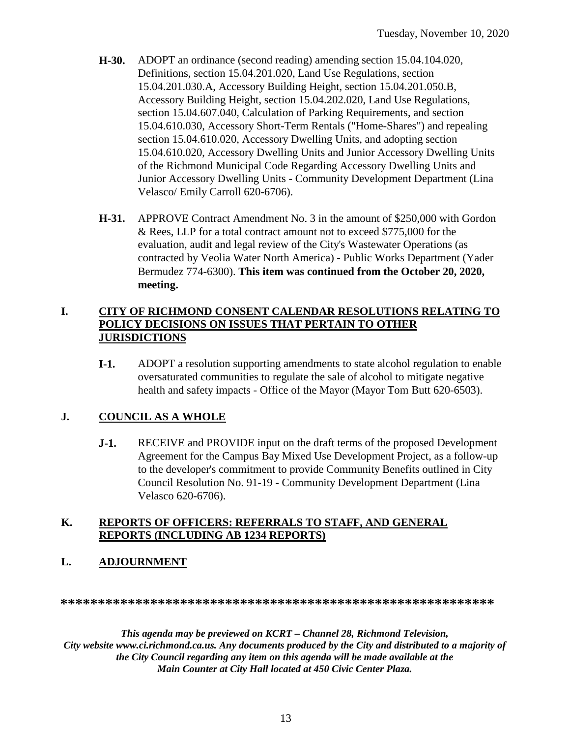**H-30.** ADOPT an ordinance (second reading) amending section 15.04.104.020, Definitions, section 15.04.201.020, Land Use Regulations, section 15.04.201.030.A, Accessory Building Height, section 15.04.201.050.B, Accessory Building Height, section 15.04.202.020, Land Use Regulations, section 15.04.607.040, Calculation of Parking Requirements, and section 15.04.610.030, Accessory Short-Term Rentals ("Home-Shares") and repealing section 15.04.610.020, Accessory Dwelling Units, and adopting section 15.04.610.020, Accessory Dwelling Units and Junior Accessory Dwelling Units of the Richmond Municipal Code Regarding Accessory Dwelling Units and Junior Accessory Dwelling Units - Community Development Department (Lina Velasco/ Emily Carroll 620-6706).

**H-31.** APPROVE Contract Amendment No. 3 in the amount of $250,000 with Gordon & Rees, LLP for a total contract amount not to exceed $775,000 for the evaluation, audit and legal review of the City's Wastewater Operations (as contracted by Veolia Water North America) - Public Works Department (Yader Bermudez 774-6300). **This item was continued from the October 20, 2020, meeting.**

## I. CITY OF RICHMOND CONSENT CALENDAR RESOLUTIONS RELATING TO POLICY DECISIONS ON ISSUES THAT PERTAIN TO OTHER JURISDICTIONS

**I-1.** ADOPT a resolution supporting amendments to state alcohol regulation to enable oversaturated communities to regulate the sale of alcohol to mitigate negative health and safety impacts - Office of the Mayor (Mayor Tom Butt 620-6503).

## J. COUNCIL AS A WHOLE

**J-1.** RECEIVE and PROVIDE input on the draft terms of the proposed Development Agreement for the Campus Bay Mixed Use Development Project, as a follow-up to the developer's commitment to provide Community Benefits outlined in City Council Resolution No. 91-19 - Community Development Department (Lina Velasco 620-6706).

## K. REPORTS OF OFFICERS: REFERRALS TO STAFF, AND GENERAL REPORTS (INCLUDING AB 1234 REPORTS)

## L. ADJOURNMENT

**\*\*\*\*\*\*\*\*\*\*\*\*\*\*\*\*\*\*\*\*\*\*\*\*\*\*\*\*\*\*\*\*\*\*\*\*\*\*\*\*\*\*\*\*\*\*\*\*\*\*\*\*\*\*\*\*\*\*\*\*\***

***This agenda may be previewed on KCRT – Channel 28, Richmond Television, City website www.ci.richmond.ca.us. Any documents produced by the City and distributed to a majority of the City Council regarding any item on this agenda will be made available at the Main Counter at City Hall located at 450 Civic Center Plaza.***